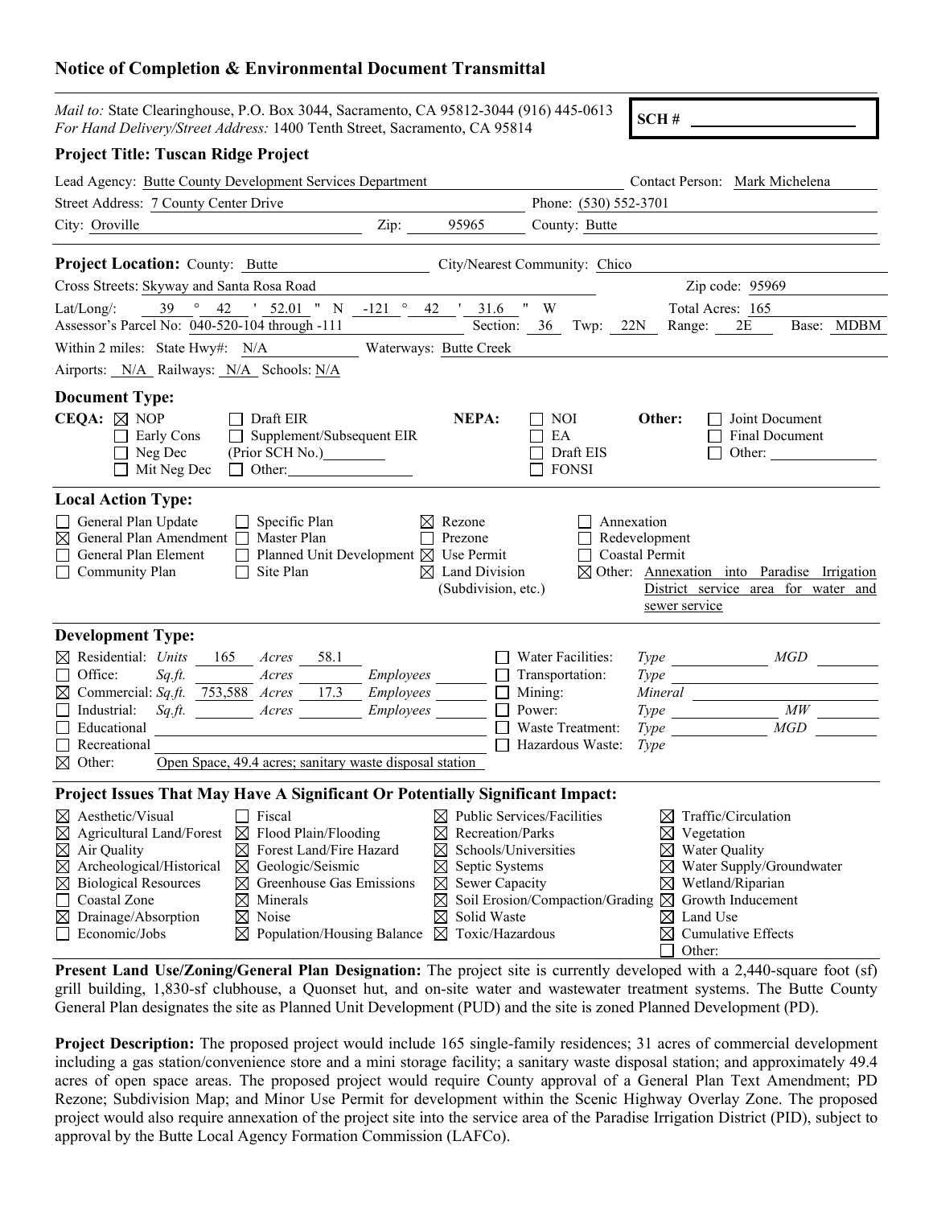## Notice of Completion & Environmental Document Transmittal

*Mail to:* State Clearinghouse, P.O. Box 3044, Sacramento, CA 95812-3044 (916) 445-0613
*For Hand Delivery/Street Address:* 1400 Tenth Street, Sacramento, CA 95814

**SCH #** ____________

### Project Title: Tuscan Ridge Project

Lead Agency: Butte County Development Services Department — Contact Person: Mark Michelena
Street Address: 7 County Center Drive — Phone: (530) 552-3701
City: Oroville — Zip: 95965 — County: Butte

---

**Project Location:** County: Butte — City/Nearest Community: Chico
Cross Streets: Skyway and Santa Rosa Road — Zip code: 95969
Lat/Long/: 39 ° 42 ' 52.01 " N -121 ° 42 ' 31.6 " W — Total Acres: 165
Assessor's Parcel No: 040-520-104 through -111 — Section: 36 Twp: 22N Range: 2E Base: MDBM
Within 2 miles: State Hwy#: N/A — Waterways: Butte Creek
Airports: N/A Railways: N/A Schools: N/A

### Document Type:

**CEQA:**
- ☒ NOP
- ☐ Early Cons
- ☐ Neg Dec
- ☐ Mit Neg Dec
- ☐ Draft EIR
- ☐ Supplement/Subsequent EIR (Prior SCH No.)________
- ☐ Other:________

**NEPA:**
- ☐ NOI
- ☐ EA
- ☐ Draft EIS
- ☐ FONSI

**Other:**
- ☐ Joint Document
- ☐ Final Document
- ☐ Other: ________

### Local Action Type:

- ☐ General Plan Update
- ☒ General Plan Amendment
- ☐ General Plan Element
- ☐ Community Plan
- ☐ Specific Plan
- ☐ Master Plan
- ☐ Planned Unit Development
- ☐ Site Plan
- ☒ Rezone
- ☐ Prezone
- ☒ Use Permit
- ☒ Land Division (Subdivision, etc.)
- ☐ Annexation
- ☐ Redevelopment
- ☐ Coastal Permit
- ☒ Other: Annexation into Paradise Irrigation District service area for water and sewer service

### Development Type:

- ☒ Residential: *Units* 165 *Acres* 58.1
- ☐ Office: *Sq.ft.* ____ *Acres* ____ *Employees* ____
- ☒ Commercial: *Sq.ft.* 753,588 *Acres* 17.3 *Employees* ____
- ☐ Industrial: *Sq.ft.* ____ *Acres* ____ *Employees* ____
- ☐ Educational
- ☐ Recreational
- ☒ Other: Open Space, 49.4 acres; sanitary waste disposal station
- ☐ Water Facilities: *Type* ____ *MGD* ____
- ☐ Transportation: *Type* ____
- ☐ Mining: *Mineral* ____
- ☐ Power: *Type* ____ *MW* ____
- ☐ Waste Treatment: *Type* ____ *MGD* ____
- ☐ Hazardous Waste: *Type* ____

### Project Issues That May Have A Significant Or Potentially Significant Impact:

- ☒ Aesthetic/Visual
- ☒ Agricultural Land/Forest
- ☒ Air Quality
- ☒ Archeological/Historical
- ☒ Biological Resources
- ☐ Coastal Zone
- ☒ Drainage/Absorption
- ☐ Economic/Jobs
- ☐ Fiscal
- ☒ Flood Plain/Flooding
- ☒ Forest Land/Fire Hazard
- ☒ Geologic/Seismic
- ☒ Greenhouse Gas Emissions
- ☒ Minerals
- ☒ Noise
- ☒ Population/Housing Balance
- ☒ Public Services/Facilities
- ☒ Recreation/Parks
- ☒ Schools/Universities
- ☒ Septic Systems
- ☒ Sewer Capacity
- ☒ Soil Erosion/Compaction/Grading
- ☒ Solid Waste
- ☒ Toxic/Hazardous
- ☒ Traffic/Circulation
- ☒ Vegetation
- ☒ Water Quality
- ☒ Water Supply/Groundwater
- ☒ Wetland/Riparian
- ☒ Growth Inducement
- ☒ Land Use
- ☒ Cumulative Effects
- ☐ Other:

**Present Land Use/Zoning/General Plan Designation:** The project site is currently developed with a 2,440-square foot (sf) grill building, 1,830-sf clubhouse, a Quonset hut, and on-site water and wastewater treatment systems. The Butte County General Plan designates the site as Planned Unit Development (PUD) and the site is zoned Planned Development (PD).

**Project Description:** The proposed project would include 165 single-family residences; 31 acres of commercial development including a gas station/convenience store and a mini storage facility; a sanitary waste disposal station; and approximately 49.4 acres of open space areas. The proposed project would require County approval of a General Plan Text Amendment; PD Rezone; Subdivision Map; and Minor Use Permit for development within the Scenic Highway Overlay Zone. The proposed project would also require annexation of the project site into the service area of the Paradise Irrigation District (PID), subject to approval by the Butte Local Agency Formation Commission (LAFCo).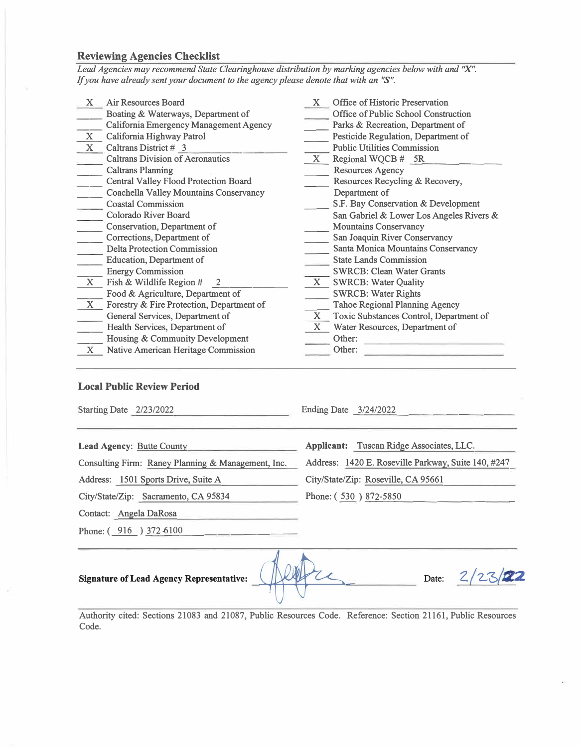## Reviewing Agencies Checklist

*Lead Agencies may recommend State Clearinghouse distribution by marking agencies below with and "X". If you have already sent your document to the agency please denote that with an "S".*

| | | | |
|---|---|---|---|
| X | Air Resources Board | X | Office of Historic Preservation |
| | Boating & Waterways, Department of | | Office of Public School Construction |
| | California Emergency Management Agency | | Parks & Recreation, Department of |
| X | California Highway Patrol | | Pesticide Regulation, Department of |
| X | Caltrans District # 3 | | Public Utilities Commission |
| | Caltrans Division of Aeronautics | X | Regional WQCB # 5R |
| | Caltrans Planning | | Resources Agency |
| | Central Valley Flood Protection Board | | Resources Recycling & Recovery, Department of |
| | Coachella Valley Mountains Conservancy | | S.F. Bay Conservation & Development |
| | Coastal Commission | | San Gabriel & Lower Los Angeles Rivers & Mountains Conservancy |
| | Colorado River Board | | San Joaquin River Conservancy |
| | Conservation, Department of | | Santa Monica Mountains Conservancy |
| | Corrections, Department of | | State Lands Commission |
| | Delta Protection Commission | | SWRCB: Clean Water Grants |
| | Education, Department of | X | SWRCB: Water Quality |
| | Energy Commission | | SWRCB: Water Rights |
| X | Fish & Wildlife Region # 2 | | Tahoe Regional Planning Agency |
| | Food & Agriculture, Department of | X | Toxic Substances Control, Department of |
| X | Forestry & Fire Protection, Department of | X | Water Resources, Department of |
| | General Services, Department of | | Other: |
| | Health Services, Department of | | Other: |
| | Housing & Community Development | | |
| X | Native American Heritage Commission | | |

### Local Public Review Period

Starting Date 2/23/2022 Ending Date 3/24/2022

**Lead Agency:** Butte County

Consulting Firm: Raney Planning & Management, Inc.

Address: 1501 Sports Drive, Suite A

City/State/Zip: Sacramento, CA 95834

Contact: Angela DaRosa

Phone: ( 916 ) 372-6100

**Applicant:** Tuscan Ridge Associates, LLC.

Address: 1420 E. Roseville Parkway, Suite 140, #247

City/State/Zip: Roseville, CA 95661

Phone: ( 530 ) 872-5850

**Signature of Lead Agency Representative:** [signature] Date: 2/23/22

Authority cited: Sections 21083 and 21087, Public Resources Code. Reference: Section 21161, Public Resources Code.